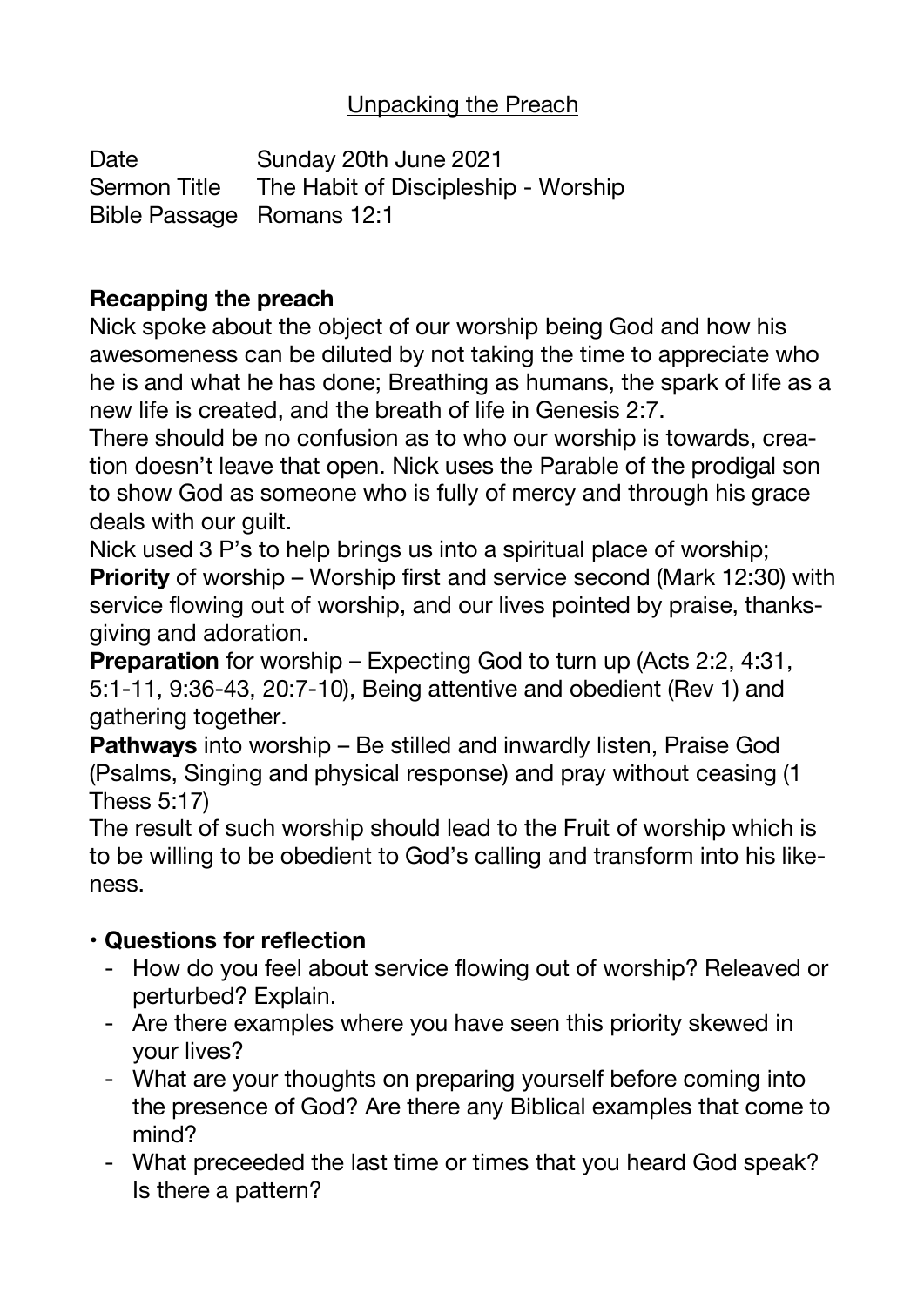# Unpacking the Preach

Date Sunday 20th June 2021
Sermon Title The Habit of Discipleship - Worship
Bible Passage Romans 12:1

**Recapping the preach**

Nick spoke about the object of our worship being God and how his awesomeness can be diluted by not taking the time to appreciate who he is and what he has done; Breathing as humans, the spark of life as a new life is created, and the breath of life in Genesis 2:7.

There should be no confusion as to who our worship is towards, creation doesn't leave that open. Nick uses the Parable of the prodigal son to show God as someone who is fully of mercy and through his grace deals with our guilt.

Nick used 3 P's to help brings us into a spiritual place of worship;

**Priority** of worship – Worship first and service second (Mark 12:30) with service flowing out of worship, and our lives pointed by praise, thanksgiving and adoration.

**Preparation** for worship – Expecting God to turn up (Acts 2:2, 4:31, 5:1-11, 9:36-43, 20:7-10), Being attentive and obedient (Rev 1) and gathering together.

**Pathways** into worship – Be stilled and inwardly listen, Praise God (Psalms, Singing and physical response) and pray without ceasing (1 Thess 5:17)

The result of such worship should lead to the Fruit of worship which is to be willing to be obedient to God's calling and transform into his likeness.

- **Questions for reflection**
  - How do you feel about service flowing out of worship? Releaved or perturbed? Explain.
  - Are there examples where you have seen this priority skewed in your lives?
  - What are your thoughts on preparing yourself before coming into the presence of God? Are there any Biblical examples that come to mind?
  - What preceeded the last time or times that you heard God speak? Is there a pattern?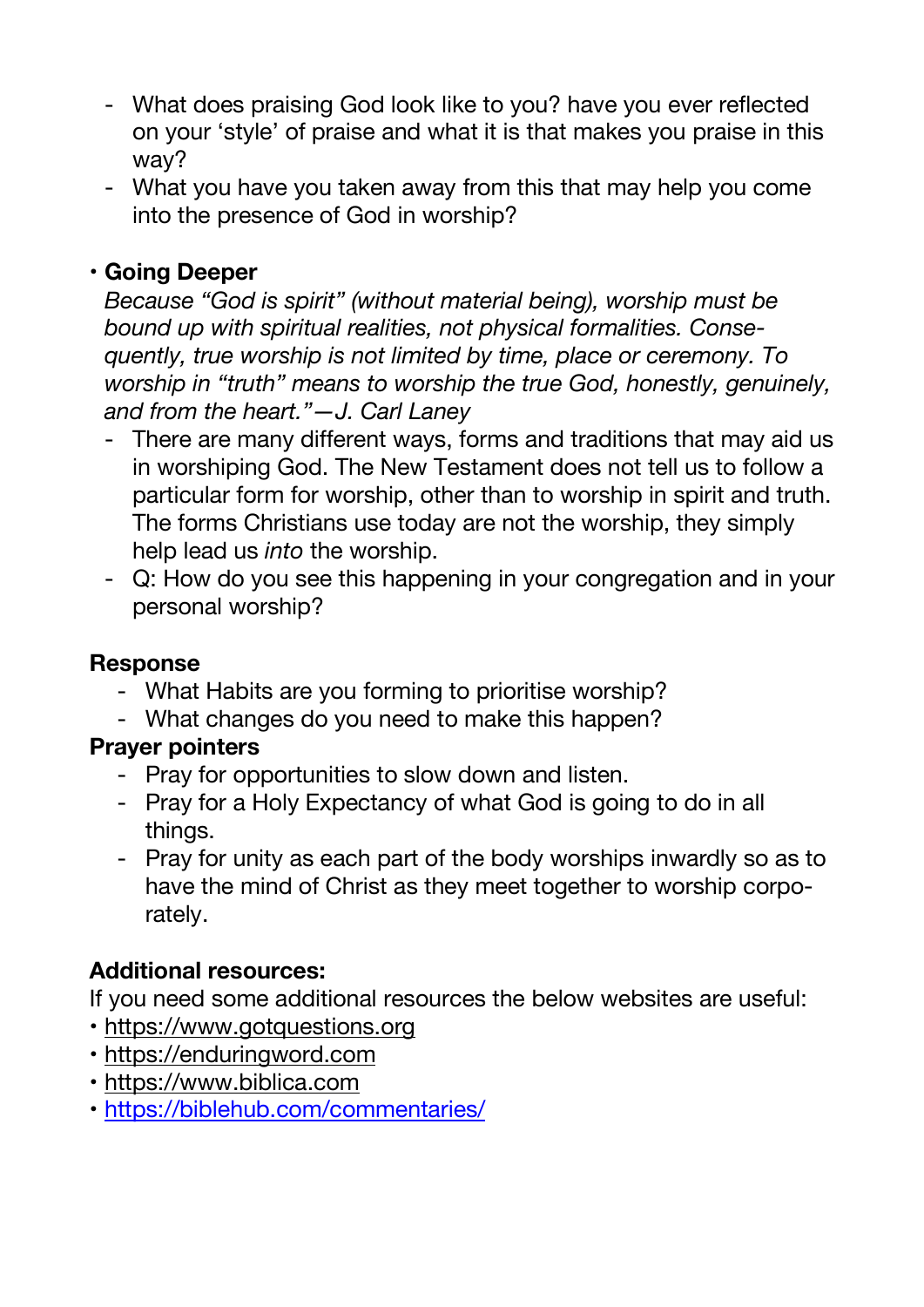- What does praising God look like to you? have you ever reflected on your 'style' of praise and what it is that makes you praise in this way?
- What you have you taken away from this that may help you come into the presence of God in worship?

• **Going Deeper**

*Because "God is spirit" (without material being), worship must be bound up with spiritual realities, not physical formalities. Consequently, true worship is not limited by time, place or ceremony. To worship in "truth" means to worship the true God, honestly, genuinely, and from the heart."—J. Carl Laney*

- There are many different ways, forms and traditions that may aid us in worshiping God. The New Testament does not tell us to follow a particular form for worship, other than to worship in spirit and truth. The forms Christians use today are not the worship, they simply help lead us *into* the worship.
- Q: How do you see this happening in your congregation and in your personal worship?

**Response**

- What Habits are you forming to prioritise worship?
- What changes do you need to make this happen?

**Prayer pointers**

- Pray for opportunities to slow down and listen.
- Pray for a Holy Expectancy of what God is going to do in all things.
- Pray for unity as each part of the body worships inwardly so as to have the mind of Christ as they meet together to worship corporately.

**Additional resources:**

If you need some additional resources the below websites are useful:

- https://www.gotquestions.org
- https://enduringword.com
- https://www.biblica.com
- https://biblehub.com/commentaries/